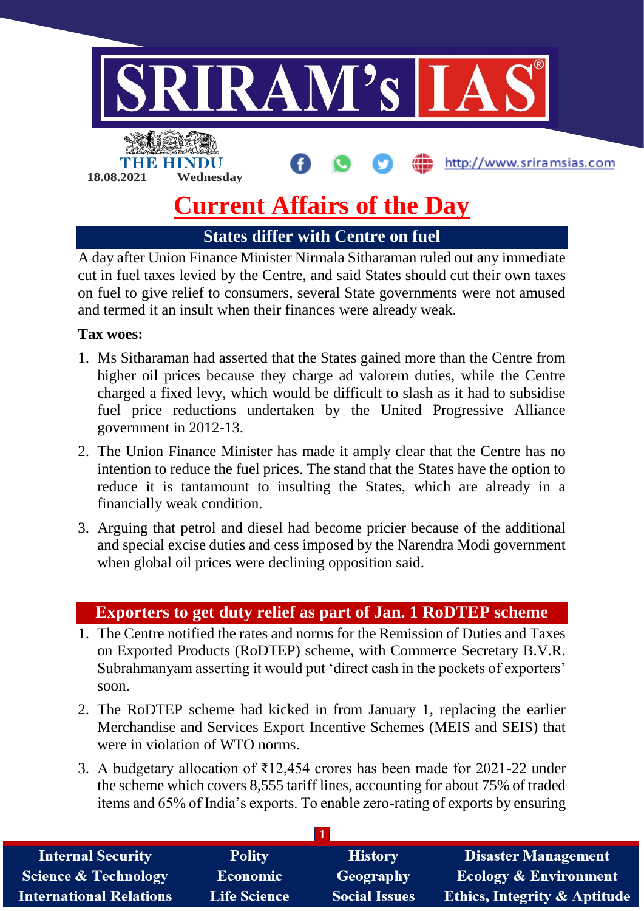18.08.2021 Wednesday

# Current Affairs of the Day

## States differ with Centre on fuel

A day after Union Finance Minister Nirmala Sitharaman ruled out any immediate cut in fuel taxes levied by the Centre, and said States should cut their own taxes on fuel to give relief to consumers, several State governments were not amused and termed it an insult when their finances were already weak.

**Tax woes:**

1. Ms Sitharaman had asserted that the States gained more than the Centre from higher oil prices because they charge ad valorem duties, while the Centre charged a fixed levy, which would be difficult to slash as it had to subsidise fuel price reductions undertaken by the United Progressive Alliance government in 2012-13.
2. The Union Finance Minister has made it amply clear that the Centre has no intention to reduce the fuel prices. The stand that the States have the option to reduce it is tantamount to insulting the States, which are already in a financially weak condition.
3. Arguing that petrol and diesel had become pricier because of the additional and special excise duties and cess imposed by the Narendra Modi government when global oil prices were declining opposition said.

## Exporters to get duty relief as part of Jan. 1 RoDTEP scheme

1. The Centre notified the rates and norms for the Remission of Duties and Taxes on Exported Products (RoDTEP) scheme, with Commerce Secretary B.V.R. Subrahmanyam asserting it would put 'direct cash in the pockets of exporters' soon.
2. The RoDTEP scheme had kicked in from January 1, replacing the earlier Merchandise and Services Export Incentive Schemes (MEIS and SEIS) that were in violation of WTO norms.
3. A budgetary allocation of ₹12,454 crores has been made for 2021-22 under the scheme which covers 8,555 tariff lines, accounting for about 75% of traded items and 65% of India's exports. To enable zero-rating of exports by ensuring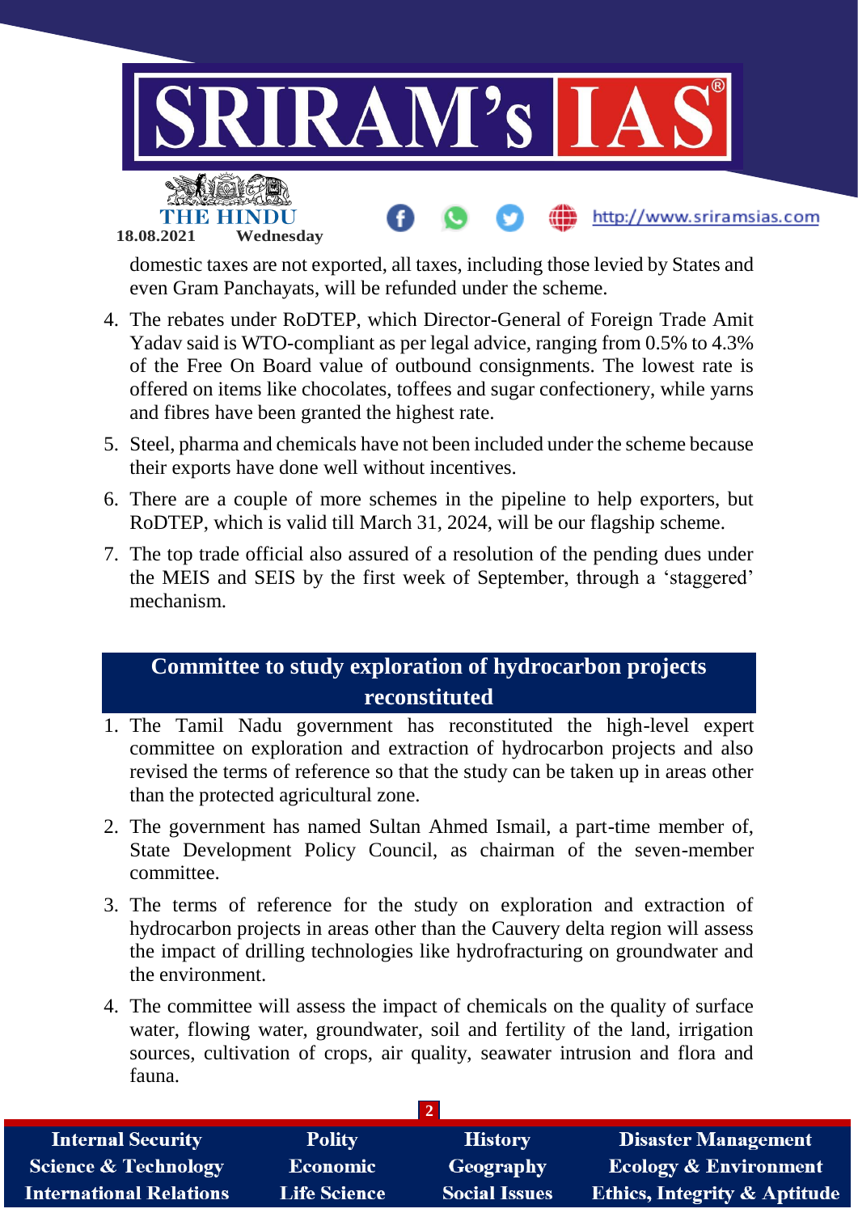domestic taxes are not exported, all taxes, including those levied by States and even Gram Panchayats, will be refunded under the scheme.

4. The rebates under RoDTEP, which Director-General of Foreign Trade Amit Yadav said is WTO-compliant as per legal advice, ranging from 0.5% to 4.3% of the Free On Board value of outbound consignments. The lowest rate is offered on items like chocolates, toffees and sugar confectionery, while yarns and fibres have been granted the highest rate.
5. Steel, pharma and chemicals have not been included under the scheme because their exports have done well without incentives.
6. There are a couple of more schemes in the pipeline to help exporters, but RoDTEP, which is valid till March 31, 2024, will be our flagship scheme.
7. The top trade official also assured of a resolution of the pending dues under the MEIS and SEIS by the first week of September, through a 'staggered' mechanism.

## Committee to study exploration of hydrocarbon projects reconstituted

1. The Tamil Nadu government has reconstituted the high-level expert committee on exploration and extraction of hydrocarbon projects and also revised the terms of reference so that the study can be taken up in areas other than the protected agricultural zone.
2. The government has named Sultan Ahmed Ismail, a part-time member of, State Development Policy Council, as chairman of the seven-member committee.
3. The terms of reference for the study on exploration and extraction of hydrocarbon projects in areas other than the Cauvery delta region will assess the impact of drilling technologies like hydrofracturing on groundwater and the environment.
4. The committee will assess the impact of chemicals on the quality of surface water, flowing water, groundwater, soil and fertility of the land, irrigation sources, cultivation of crops, air quality, seawater intrusion and flora and fauna.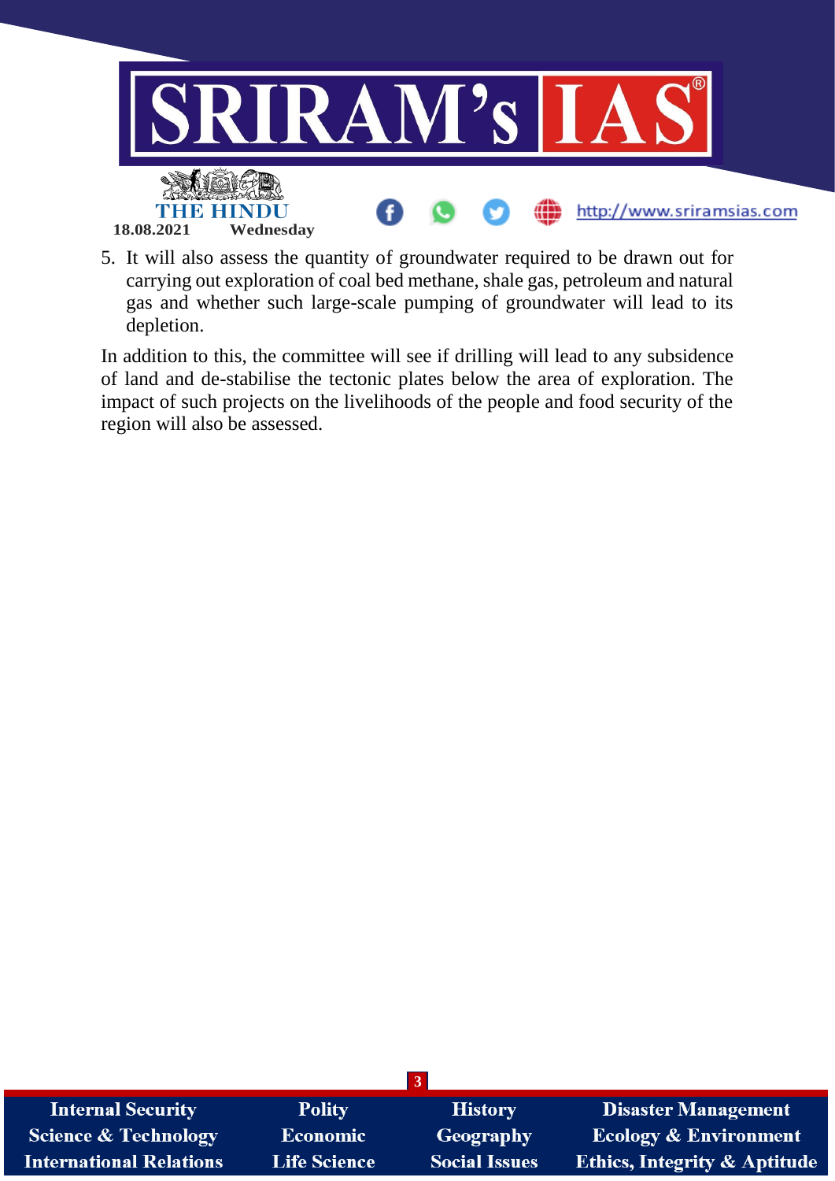5. It will also assess the quantity of groundwater required to be drawn out for carrying out exploration of coal bed methane, shale gas, petroleum and natural gas and whether such large-scale pumping of groundwater will lead to its depletion.

In addition to this, the committee will see if drilling will lead to any subsidence of land and de-stabilise the tectonic plates below the area of exploration. The impact of such projects on the livelihoods of the people and food security of the region will also be assessed.